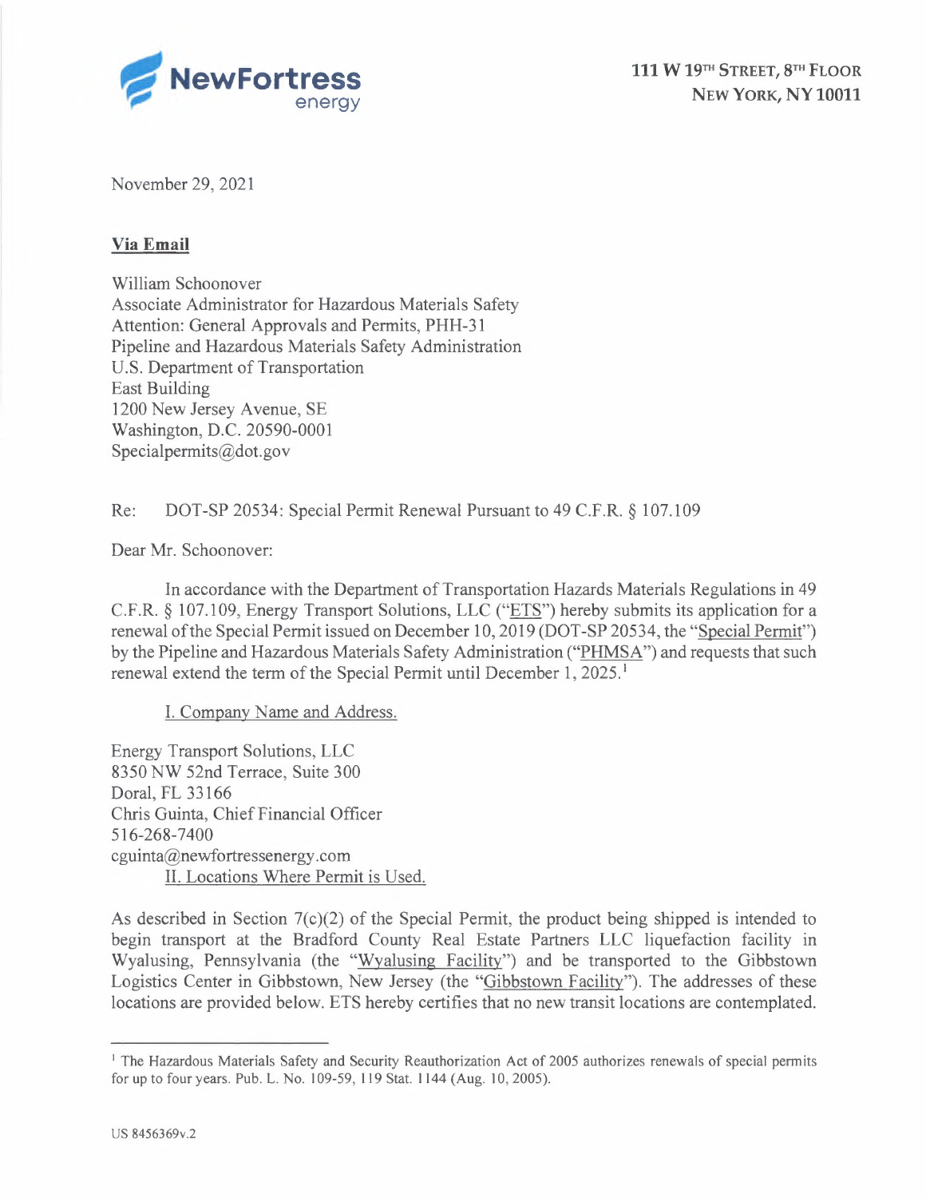NewFortress energy

111 W 19TH STREET, 8TH FLOOR
NEW YORK, NY 10011

November 29, 2021

**Via Email**

William Schoonover
Associate Administrator for Hazardous Materials Safety
Attention: General Approvals and Permits, PHH-31
Pipeline and Hazardous Materials Safety Administration
U.S. Department of Transportation
East Building
1200 New Jersey Avenue, SE
Washington, D.C. 20590-0001
Specialpermits@dot.gov

Re: DOT-SP 20534: Special Permit Renewal Pursuant to 49 C.F.R. § 107.109

Dear Mr. Schoonover:

In accordance with the Department of Transportation Hazards Materials Regulations in 49 C.F.R. § 107.109, Energy Transport Solutions, LLC ("ETS") hereby submits its application for a renewal of the Special Permit issued on December 10, 2019 (DOT-SP 20534, the "Special Permit") by the Pipeline and Hazardous Materials Safety Administration ("PHMSA") and requests that such renewal extend the term of the Special Permit until December 1, 2025.[1]

I. Company Name and Address.

Energy Transport Solutions, LLC
8350 NW 52nd Terrace, Suite 300
Doral, FL 33166
Chris Guinta, Chief Financial Officer
516-268-7400
cguinta@newfortressenergy.com

II. Locations Where Permit is Used.

As described in Section 7(c)(2) of the Special Permit, the product being shipped is intended to begin transport at the Bradford County Real Estate Partners LLC liquefaction facility in Wyalusing, Pennsylvania (the "Wyalusing Facility") and be transported to the Gibbstown Logistics Center in Gibbstown, New Jersey (the "Gibbstown Facility"). The addresses of these locations are provided below. ETS hereby certifies that no new transit locations are contemplated.

---

[1] The Hazardous Materials Safety and Security Reauthorization Act of 2005 authorizes renewals of special permits for up to four years. Pub. L. No. 109-59, 119 Stat. 1144 (Aug. 10, 2005).

US 8456369v.2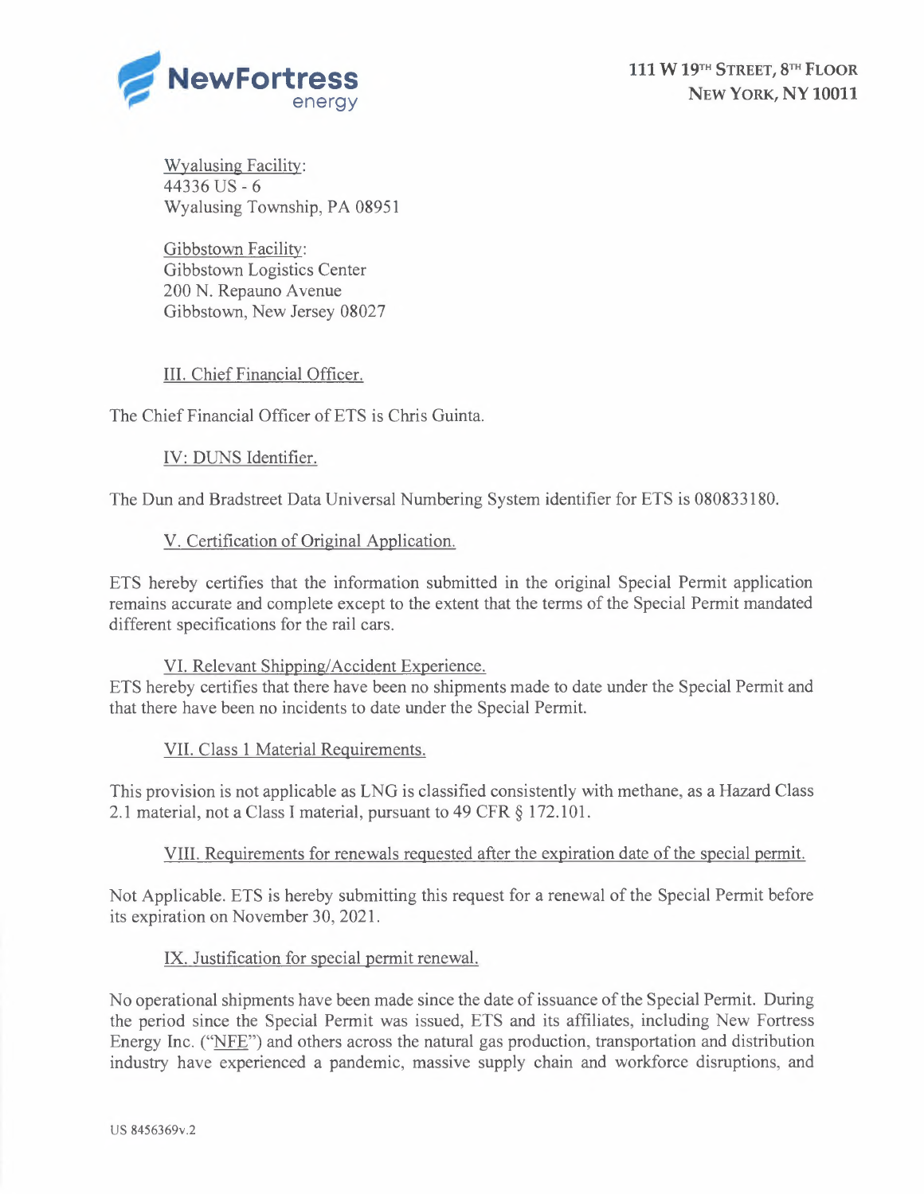Wyalusing Facility:
44336 US - 6
Wyalusing Township, PA 08951

Gibbstown Facility:
Gibbstown Logistics Center
200 N. Repauno Avenue
Gibbstown, New Jersey 08027

III. Chief Financial Officer.

The Chief Financial Officer of ETS is Chris Guinta.

IV: DUNS Identifier.

The Dun and Bradstreet Data Universal Numbering System identifier for ETS is 080833180.

V. Certification of Original Application.

ETS hereby certifies that the information submitted in the original Special Permit application remains accurate and complete except to the extent that the terms of the Special Permit mandated different specifications for the rail cars.

VI. Relevant Shipping/Accident Experience.

ETS hereby certifies that there have been no shipments made to date under the Special Permit and that there have been no incidents to date under the Special Permit.

VII. Class 1 Material Requirements.

This provision is not applicable as LNG is classified consistently with methane, as a Hazard Class 2.1 material, not a Class I material, pursuant to 49 CFR § 172.101.

VIII. Requirements for renewals requested after the expiration date of the special permit.

Not Applicable. ETS is hereby submitting this request for a renewal of the Special Permit before its expiration on November 30, 2021.

IX. Justification for special permit renewal.

No operational shipments have been made since the date of issuance of the Special Permit. During the period since the Special Permit was issued, ETS and its affiliates, including New Fortress Energy Inc. ("NFE") and others across the natural gas production, transportation and distribution industry have experienced a pandemic, massive supply chain and workforce disruptions, and

US 8456369v.2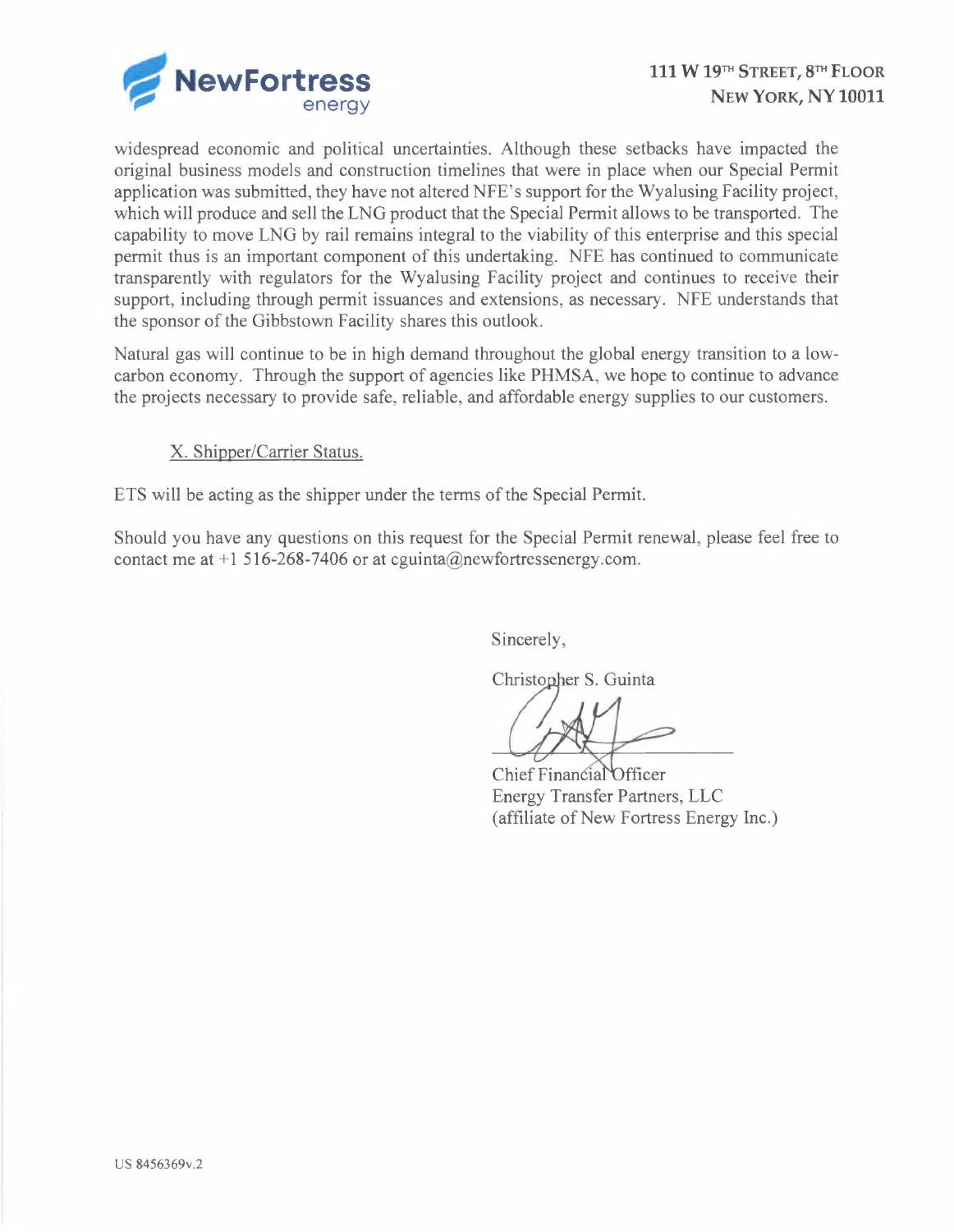widespread economic and political uncertainties. Although these setbacks have impacted the original business models and construction timelines that were in place when our Special Permit application was submitted, they have not altered NFE's support for the Wyalusing Facility project, which will produce and sell the LNG product that the Special Permit allows to be transported. The capability to move LNG by rail remains integral to the viability of this enterprise and this special permit thus is an important component of this undertaking. NFE has continued to communicate transparently with regulators for the Wyalusing Facility project and continues to receive their support, including through permit issuances and extensions, as necessary. NFE understands that the sponsor of the Gibbstown Facility shares this outlook.

Natural gas will continue to be in high demand throughout the global energy transition to a low-carbon economy. Through the support of agencies like PHMSA, we hope to continue to advance the projects necessary to provide safe, reliable, and affordable energy supplies to our customers.

X. Shipper/Carrier Status.

ETS will be acting as the shipper under the terms of the Special Permit.

Should you have any questions on this request for the Special Permit renewal, please feel free to contact me at +1 516-268-7406 or at cguinta@newfortressenergy.com.

Sincerely,

Christopher S. Guinta

Chief Financial Officer
Energy Transfer Partners, LLC
(affiliate of New Fortress Energy Inc.)

US 8456369v.2